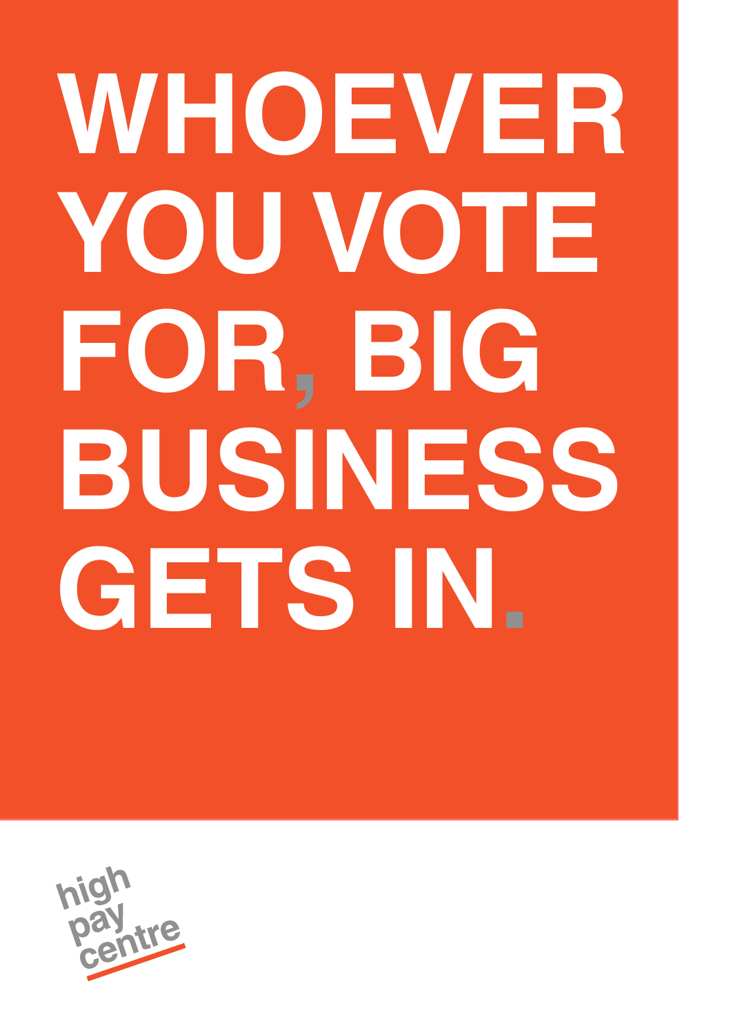# WHOEVER YOU VOTE FOR, BIG BUSINESS GETS IN.

high pay centre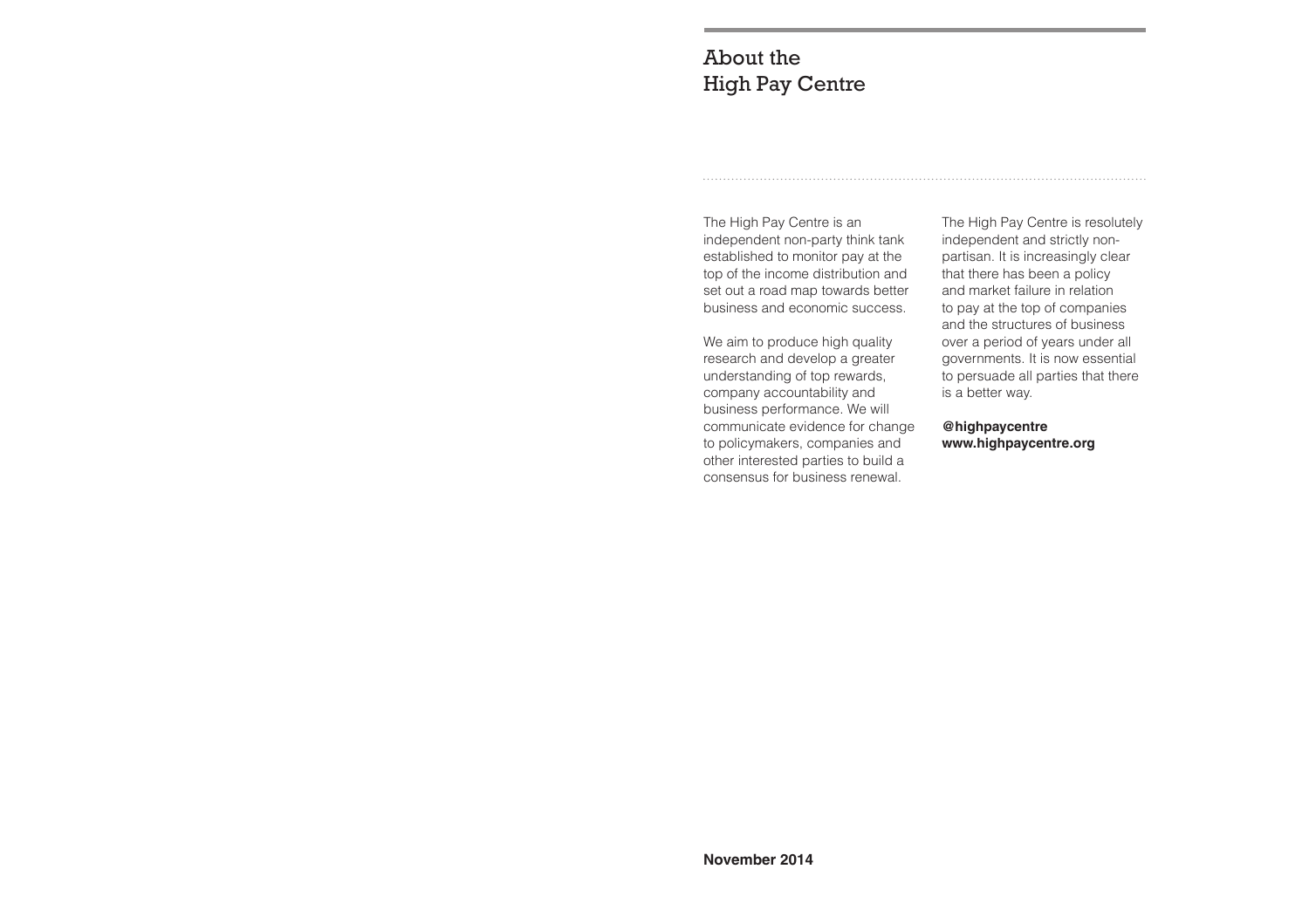# About the High Pay Centre

The High Pay Centre is an independent non-party think tank established to monitor pay at the top of the income distribution and set out a road map towards better business and economic success.

We aim to produce high quality research and develop a greater understanding of top rewards, company accountability and business performance. We will communicate evidence for change to policymakers, companies and other interested parties to build a consensus for business renewal.

The High Pay Centre is resolutely independent and strictly non-partisan. It is increasingly clear that there has been a policy and market failure in relation to pay at the top of companies and the structures of business over a period of years under all governments. It is now essential to persuade all parties that there is a better way.

**@highpaycentre**
**www.highpaycentre.org**

**November 2014**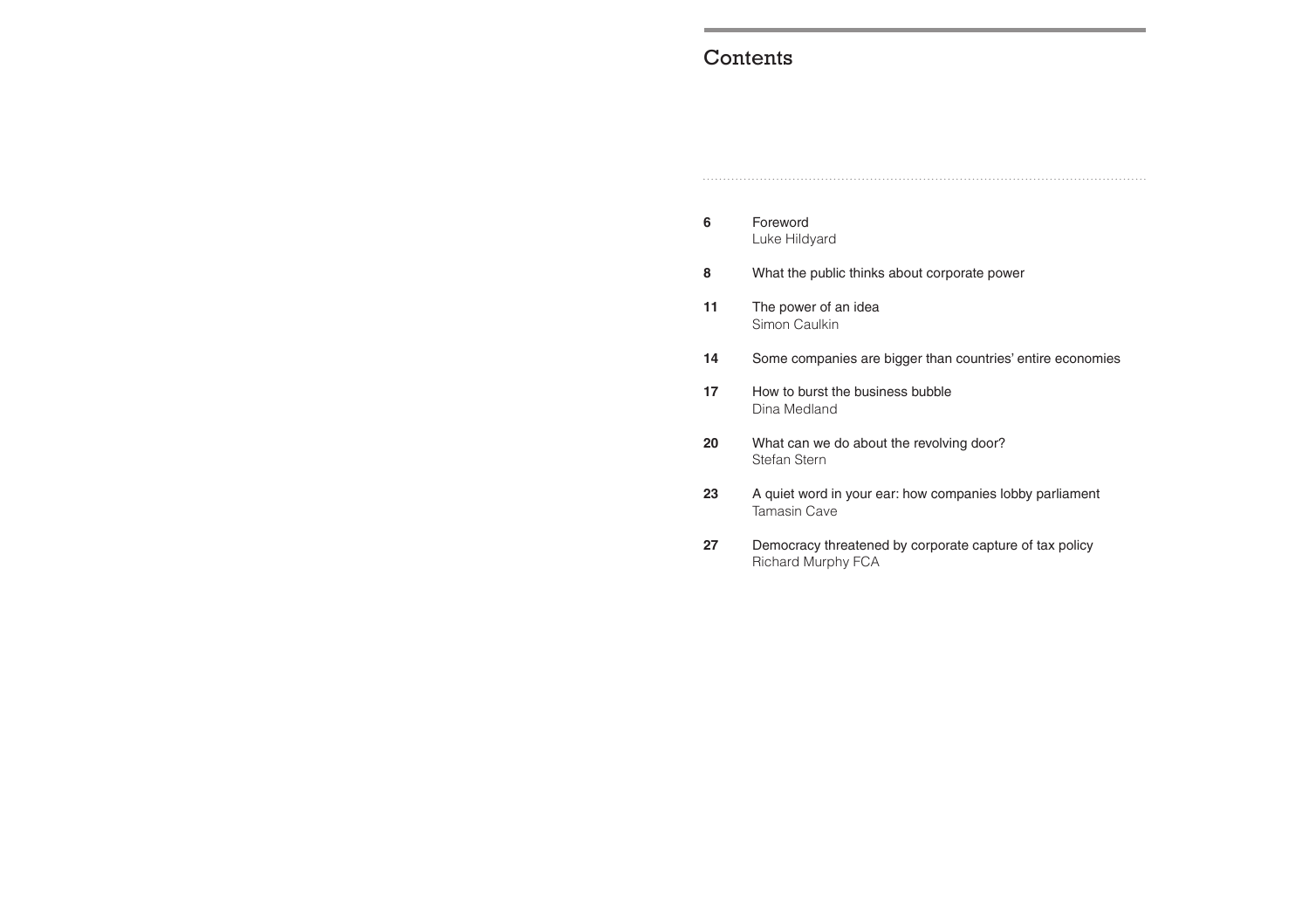# Contents

| | |
|---|---|
| **6** | Foreword<br>Luke Hildyard |
| **8** | What the public thinks about corporate power |
| **11** | The power of an idea<br>Simon Caulkin |
| **14** | Some companies are bigger than countries' entire economies |
| **17** | How to burst the business bubble<br>Dina Medland |
| **20** | What can we do about the revolving door?<br>Stefan Stern |
| **23** | A quiet word in your ear: how companies lobby parliament<br>Tamasin Cave |
| **27** | Democracy threatened by corporate capture of tax policy<br>Richard Murphy FCA |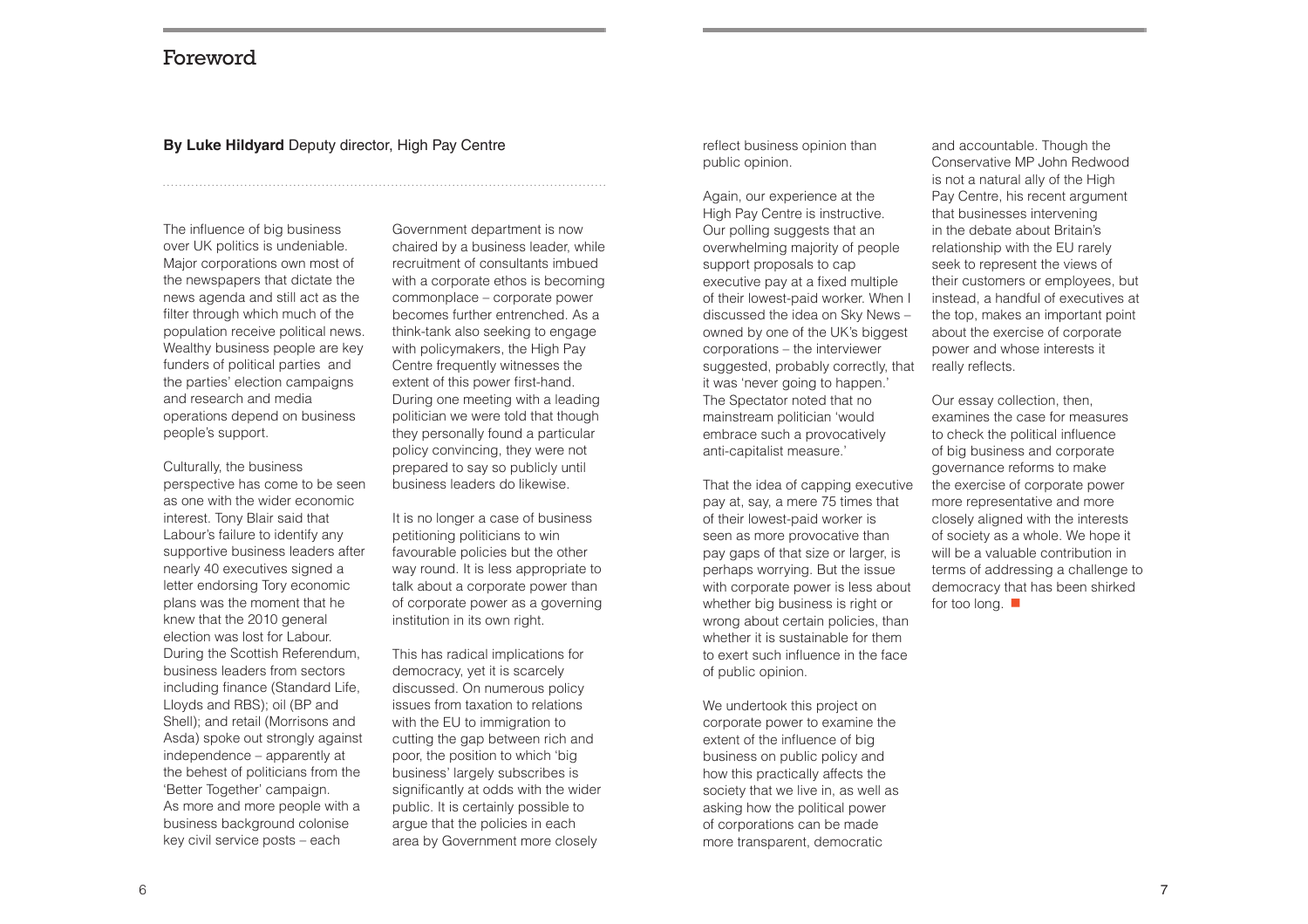# Foreword

**By Luke Hildyard** Deputy director, High Pay Centre

The influence of big business over UK politics is undeniable. Major corporations own most of the newspapers that dictate the news agenda and still act as the filter through which much of the population receive political news. Wealthy business people are key funders of political parties and the parties' election campaigns and research and media operations depend on business people's support.

Culturally, the business perspective has come to be seen as one with the wider economic interest. Tony Blair said that Labour's failure to identify any supportive business leaders after nearly 40 executives signed a letter endorsing Tory economic plans was the moment that he knew that the 2010 general election was lost for Labour. During the Scottish Referendum, business leaders from sectors including finance (Standard Life, Lloyds and RBS); oil (BP and Shell); and retail (Morrisons and Asda) spoke out strongly against independence – apparently at the behest of politicians from the 'Better Together' campaign. As more and more people with a business background colonise key civil service posts – each Government department is now chaired by a business leader, while recruitment of consultants imbued with a corporate ethos is becoming commonplace – corporate power becomes further entrenched. As a think-tank also seeking to engage with policymakers, the High Pay Centre frequently witnesses the extent of this power first-hand. During one meeting with a leading politician we were told that though they personally found a particular policy convincing, they were not prepared to say so publicly until business leaders do likewise.

It is no longer a case of business petitioning politicians to win favourable policies but the other way round. It is less appropriate to talk about a corporate power than of corporate power as a governing institution in its own right.

This has radical implications for democracy, yet it is scarcely discussed. On numerous policy issues from taxation to relations with the EU to immigration to cutting the gap between rich and poor, the position to which 'big business' largely subscribes is significantly at odds with the wider public. It is certainly possible to argue that the policies in each area by Government more closely reflect business opinion than public opinion.

Again, our experience at the High Pay Centre is instructive. Our polling suggests that an overwhelming majority of people support proposals to cap executive pay at a fixed multiple of their lowest-paid worker. When I discussed the idea on Sky News – owned by one of the UK's biggest corporations – the interviewer suggested, probably correctly, that it was 'never going to happen.' The Spectator noted that no mainstream politician 'would embrace such a provocatively anti-capitalist measure.'

That the idea of capping executive pay at, say, a mere 75 times that of their lowest-paid worker is seen as more provocative than pay gaps of that size or larger, is perhaps worrying. But the issue with corporate power is less about whether big business is right or wrong about certain policies, than whether it is sustainable for them to exert such influence in the face of public opinion.

We undertook this project on corporate power to examine the extent of the influence of big business on public policy and how this practically affects the society that we live in, as well as asking how the political power of corporations can be made more transparent, democratic and accountable. Though the Conservative MP John Redwood is not a natural ally of the High Pay Centre, his recent argument that businesses intervening in the debate about Britain's relationship with the EU rarely seek to represent the views of their customers or employees, but instead, a handful of executives at the top, makes an important point about the exercise of corporate power and whose interests it really reflects.

Our essay collection, then, examines the case for measures to check the political influence of big business and corporate governance reforms to make the exercise of corporate power more representative and more closely aligned with the interests of society as a whole. We hope it will be a valuable contribution in terms of addressing a challenge to democracy that has been shirked for too long.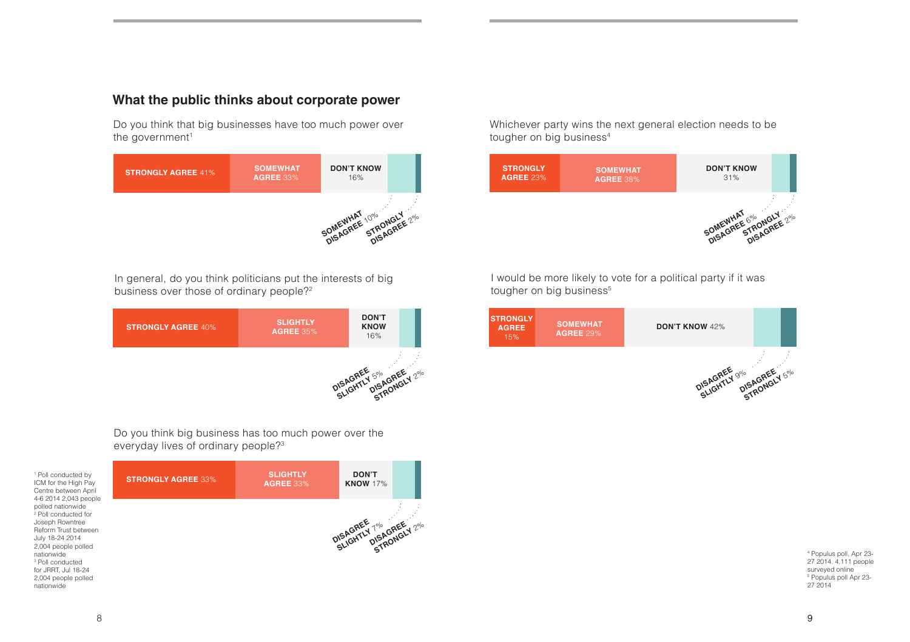## What the public thinks about corporate power

Do you think that big businesses have too much power over the government[1]

| STRONGLY AGREE | SOMEWHAT AGREE | DON'T KNOW | SOMEWHAT DISAGREE | STRONGLY DISAGREE |
|---|---|---|---|---|
| 41% | 33% | 16% | 10% | 2% |

In general, do you think politicians put the interests of big business over those of ordinary people?[2]

| STRONGLY AGREE | SLIGHTLY AGREE | DON'T KNOW | DISAGREE SLIGHTLY | DISAGREE STRONGLY |
|---|---|---|---|---|
| 40% | 35% | 16% | 5% | 2% |

Do you think big business has too much power over the everyday lives of ordinary people?[3]

| STRONGLY AGREE | SLIGHTLY AGREE | DON'T KNOW | DISAGREE SLIGHTLY | DISAGREE STRONGLY |
|---|---|---|---|---|
| 33% | 33% | 17% | 7% | 2% |

[1] Poll conducted by ICM for the High Pay Centre between April 4-6 2014 2,043 people polled nationwide
[2] Poll conducted for Joseph Rowntree Reform Trust between July 18-24 2014 2,004 people polled nationwide
[3] Poll conducted for JRRT, Jul 18-24 2,004 people polled nationwide

Whichever party wins the next general election needs to be tougher on big business[4]

| STRONGLY AGREE | SOMEWHAT AGREE | DON'T KNOW | SOMEWHAT DISAGREE | STRONGLY DISAGREE |
|---|---|---|---|---|
| 23% | 38% | 31% | 6% | 2% |

I would be more likely to vote for a political party if it was tougher on big business[5]

| STRONGLY AGREE | SOMEWHAT AGREE | DON'T KNOW | DISAGREE SLIGHTLY | DISAGREE STRONGLY |
|---|---|---|---|---|
| 15% | 29% | 42% | 9% | 5% |

[4] Populus poll, Apr 23-27 2014. 4,111 people surveyed online
[5] Populus poll Apr 23-27 2014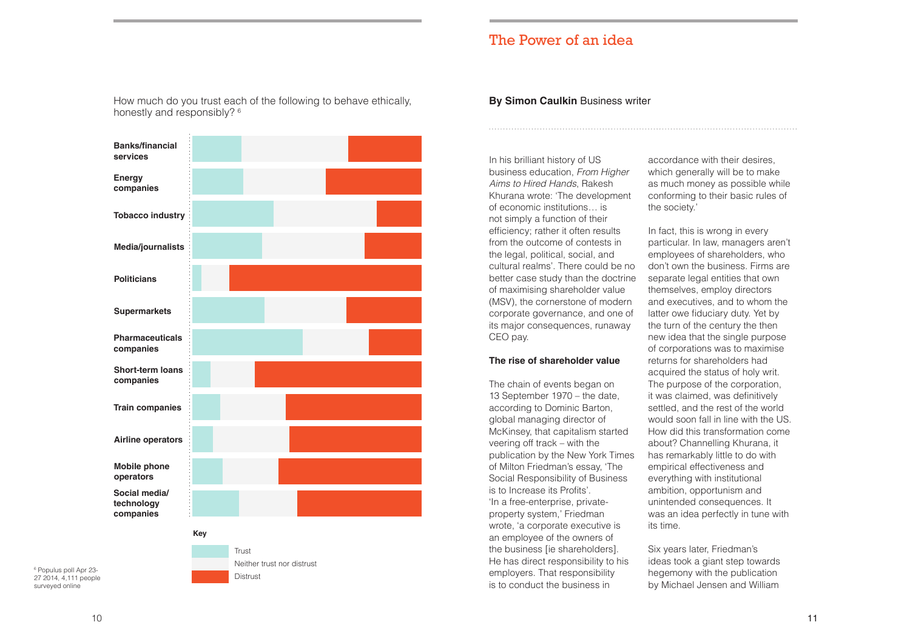How much do you trust each of the following to behave ethically, honestly and responsibly? [6]

Banks/financial services

Energy companies

Tobacco industry

Media/journalists

Politicians

Supermarkets

Pharmaceuticals companies

Short-term loans companies

Train companies

Airline operators

Mobile phone operators

Social media/ technology companies

**Key**

Trust

Neither trust nor distrust

Distrust

[6] Populus poll Apr 23-27 2014, 4,111 people surveyed online

# The Power of an idea

**By Simon Caulkin** Business writer

In his brilliant history of US business education, *From Higher Aims to Hired Hands*, Rakesh Khurana wrote: 'The development of economic institutions… is not simply a function of their efficiency; rather it often results from the outcome of contests in the legal, political, social, and cultural realms'. There could be no better case study than the doctrine of maximising shareholder value (MSV), the cornerstone of modern corporate governance, and one of its major consequences, runaway CEO pay.

### The rise of shareholder value

The chain of events began on 13 September 1970 – the date, according to Dominic Barton, global managing director of McKinsey, that capitalism started veering off track – with the publication by the New York Times of Milton Friedman's essay, 'The Social Responsibility of Business is to Increase its Profits'. 'In a free-enterprise, private-property system,' Friedman wrote, 'a corporate executive is an employee of the owners of the business [ie shareholders]. He has direct responsibility to his employers. That responsibility is to conduct the business in accordance with their desires, which generally will be to make as much money as possible while conforming to their basic rules of the society.'

In fact, this is wrong in every particular. In law, managers aren't employees of shareholders, who don't own the business. Firms are separate legal entities that own themselves, employ directors and executives, and to whom the latter owe fiduciary duty. Yet by the turn of the century the then new idea that the single purpose of corporations was to maximise returns for shareholders had acquired the status of holy writ. The purpose of the corporation, it was claimed, was definitively settled, and the rest of the world would soon fall in line with the US. How did this transformation come about? Channelling Khurana, it has remarkably little to do with empirical effectiveness and everything with institutional ambition, opportunism and unintended consequences. It was an idea perfectly in tune with its time.

Six years later, Friedman's ideas took a giant step towards hegemony with the publication by Michael Jensen and William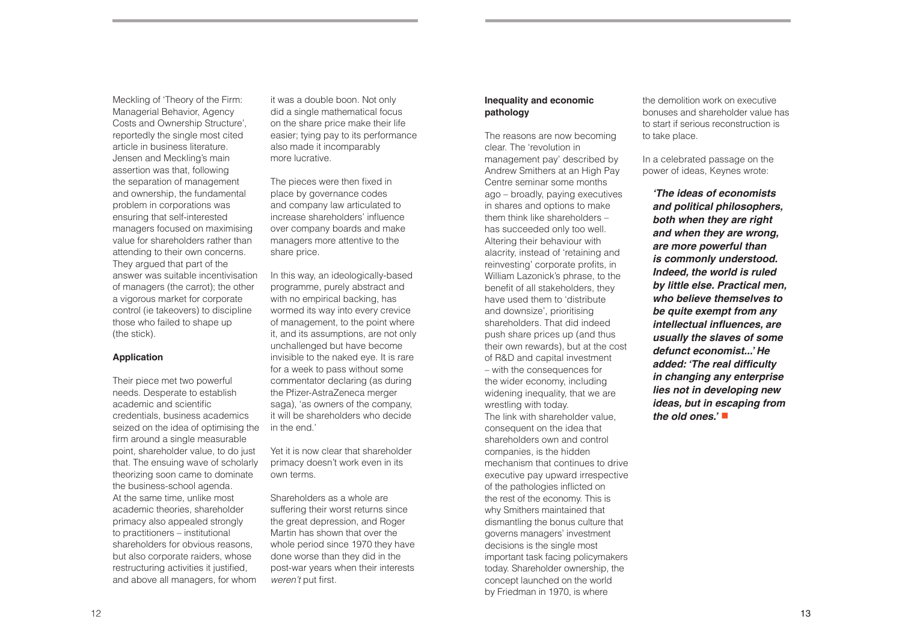Meckling of 'Theory of the Firm: Managerial Behavior, Agency Costs and Ownership Structure', reportedly the single most cited article in business literature. Jensen and Meckling's main assertion was that, following the separation of management and ownership, the fundamental problem in corporations was ensuring that self-interested managers focused on maximising value for shareholders rather than attending to their own concerns. They argued that part of the answer was suitable incentivisation of managers (the carrot); the other a vigorous market for corporate control (ie takeovers) to discipline those who failed to shape up (the stick).

### Application

Their piece met two powerful needs. Desperate to establish academic and scientific credentials, business academics seized on the idea of optimising the firm around a single measurable point, shareholder value, to do just that. The ensuing wave of scholarly theorizing soon came to dominate the business-school agenda.
At the same time, unlike most academic theories, shareholder primacy also appealed strongly to practitioners – institutional shareholders for obvious reasons, but also corporate raiders, whose restructuring activities it justified, and above all managers, for whom it was a double boon. Not only did a single mathematical focus on the share price make their life easier; tying pay to its performance also made it incomparably more lucrative.

The pieces were then fixed in place by governance codes and company law articulated to increase shareholders' influence over company boards and make managers more attentive to the share price.

In this way, an ideologically-based programme, purely abstract and with no empirical backing, has wormed its way into every crevice of management, to the point where it, and its assumptions, are not only unchallenged but have become invisible to the naked eye. It is rare for a week to pass without some commentator declaring (as during the Pfizer-AstraZeneca merger saga), 'as owners of the company, it will be shareholders who decide in the end.'

Yet it is now clear that shareholder primacy doesn't work even in its own terms.

Shareholders as a whole are suffering their worst returns since the great depression, and Roger Martin has shown that over the whole period since 1970 they have done worse than they did in the post-war years when their interests *weren't* put first.

### Inequality and economic pathology

The reasons are now becoming clear. The 'revolution in management pay' described by Andrew Smithers at an High Pay Centre seminar some months ago – broadly, paying executives in shares and options to make them think like shareholders – has succeeded only too well. Altering their behaviour with alacrity, instead of 'retaining and reinvesting' corporate profits, in William Lazonick's phrase, to the benefit of all stakeholders, they have used them to 'distribute and downsize', prioritising shareholders. That did indeed push share prices up (and thus their own rewards), but at the cost of R&D and capital investment – with the consequences for the wider economy, including widening inequality, that we are wrestling with today.
The link with shareholder value, consequent on the idea that shareholders own and control companies, is the hidden mechanism that continues to drive executive pay upward irrespective of the pathologies inflicted on the rest of the economy. This is why Smithers maintained that dismantling the bonus culture that governs managers' investment decisions is the single most important task facing policymakers today. Shareholder ownership, the concept launched on the world by Friedman in 1970, is where the demolition work on executive bonuses and shareholder value has to start if serious reconstruction is to take place.

In a celebrated passage on the power of ideas, Keynes wrote:

> ***'The ideas of economists and political philosophers, both when they are right and when they are wrong, are more powerful than is commonly understood. Indeed, the world is ruled by little else. Practical men, who believe themselves to be quite exempt from any intellectual influences, are usually the slaves of some defunct economist...' He added: 'The real difficulty in changing any enterprise lies not in developing new ideas, but in escaping from the old ones.'***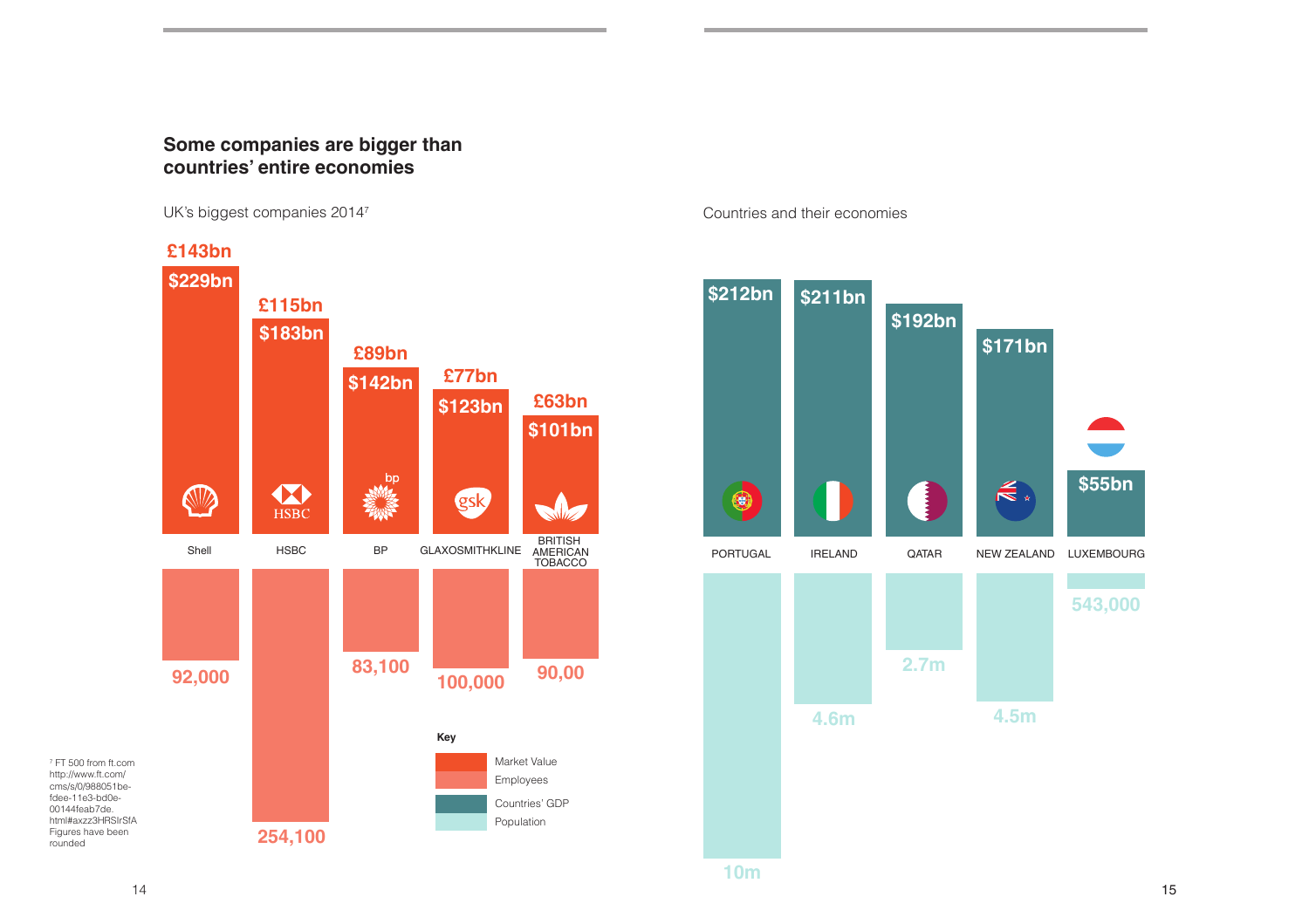## Some companies are bigger than countries' entire economies

UK's biggest companies 2014[7]

| Company | Market Value (£) | Market Value ($) | Employees |
|---|---|---|---|
| Shell | £143bn | $229bn | 92,000 |
| HSBC | £115bn | $183bn | 254,100 |
| BP | £89bn | $142bn | 83,100 |
| GLAXOSMITHKLINE | £77bn | $123bn | 100,000 |
| BRITISH AMERICAN TOBACCO | £63bn | $101bn | 90,00 |

Countries and their economies

| Country | GDP | Population |
|---|---|---|
| PORTUGAL | $212bn | 10m |
| IRELAND | $211bn | 4.6m |
| QATAR | $192bn | 2.7m |
| NEW ZEALAND | $171bn | 4.5m |
| LUXEMBOURG | $55bn | 543,000 |

**Key**

- Market Value
- Employees
- Countries' GDP
- Population

[7] FT 500 from ft.com http://www.ft.com/cms/s/0/988051be-fdee-11e3-bd0e-00144feab7de.html#axzz3HRSIrSfA Figures have been rounded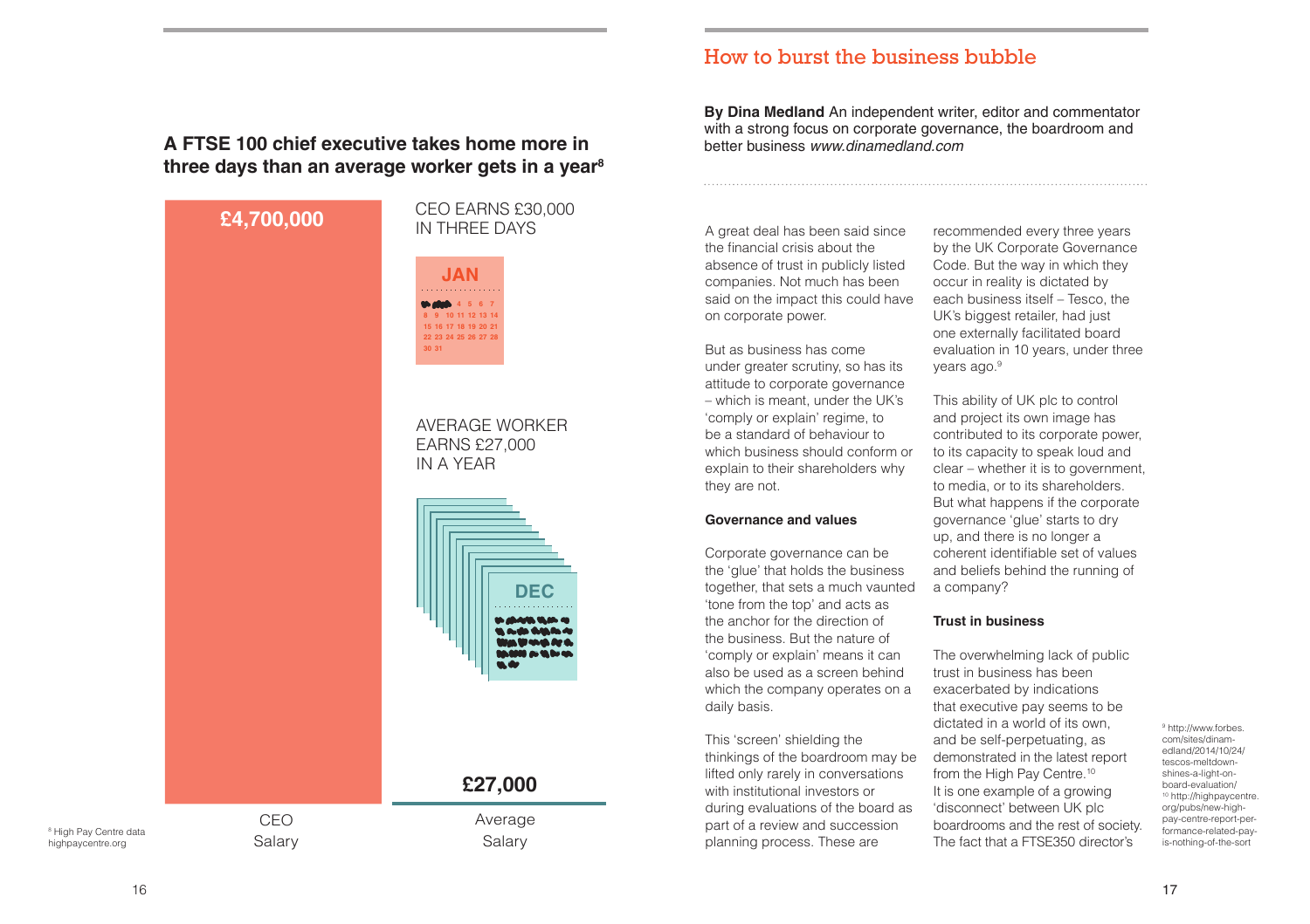### A FTSE 100 chief executive takes home more in three days than an average worker gets in a year[8]

£4,700,000

CEO EARNS £30,000 IN THREE DAYS

AVERAGE WORKER EARNS £27,000 IN A YEAR

£27,000

CEO Salary

Average Salary

[8] High Pay Centre data highpaycentre.org

## How to burst the business bubble

**By Dina Medland** An independent writer, editor and commentator with a strong focus on corporate governance, the boardroom and better business *www.dinamedland.com*

A great deal has been said since the financial crisis about the absence of trust in publicly listed companies. Not much has been said on the impact this could have on corporate power.

But as business has come under greater scrutiny, so has its attitude to corporate governance – which is meant, under the UK's 'comply or explain' regime, to be a standard of behaviour to which business should conform or explain to their shareholders why they are not.

### Governance and values

Corporate governance can be the 'glue' that holds the business together, that sets a much vaunted 'tone from the top' and acts as the anchor for the direction of the business. But the nature of 'comply or explain' means it can also be used as a screen behind which the company operates on a daily basis.

This 'screen' shielding the thinkings of the boardroom may be lifted only rarely in conversations with institutional investors or during evaluations of the board as part of a review and succession planning process. These are recommended every three years by the UK Corporate Governance Code. But the way in which they occur in reality is dictated by each business itself – Tesco, the UK's biggest retailer, had just one externally facilitated board evaluation in 10 years, under three years ago.[9]

This ability of UK plc to control and project its own image has contributed to its corporate power, to its capacity to speak loud and clear – whether it is to government, to media, or to its shareholders. But what happens if the corporate governance 'glue' starts to dry up, and there is no longer a coherent identifiable set of values and beliefs behind the running of a company?

### Trust in business

The overwhelming lack of public trust in business has been exacerbated by indications that executive pay seems to be dictated in a world of its own, and be self-perpetuating, as demonstrated in the latest report from the High Pay Centre.[10] It is one example of a growing 'disconnect' between UK plc boardrooms and the rest of society. The fact that a FTSE350 director's

[9] http://www.forbes.com/sites/dinamedland/2014/10/24/tescos-meltdown-shines-a-light-on-board-evaluation/

[10] http://highpaycentre.org/pubs/new-high-pay-centre-report-performance-related-pay-is-nothing-of-the-sort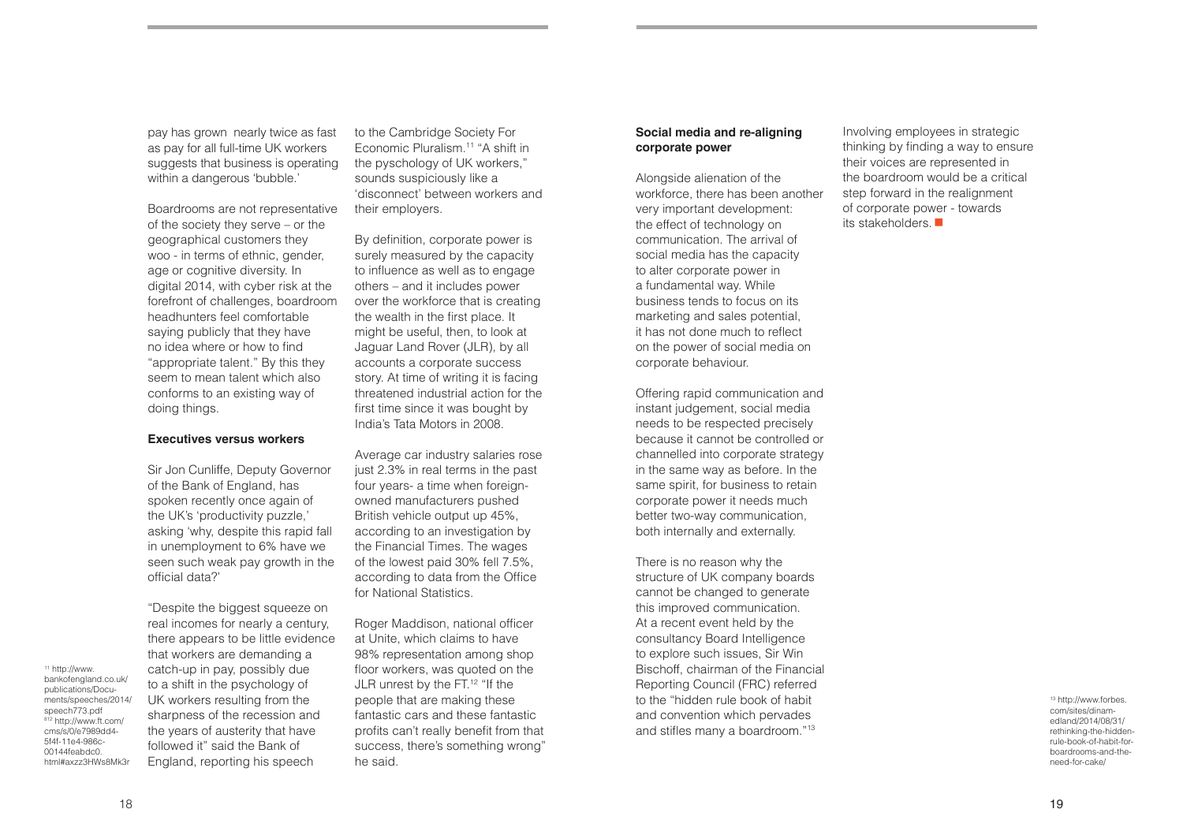pay has grown nearly twice as fast as pay for all full-time UK workers suggests that business is operating within a dangerous 'bubble.'

Boardrooms are not representative of the society they serve – or the geographical customers they woo - in terms of ethnic, gender, age or cognitive diversity. In digital 2014, with cyber risk at the forefront of challenges, boardroom headhunters feel comfortable saying publicly that they have no idea where or how to find "appropriate talent." By this they seem to mean talent which also conforms to an existing way of doing things.

**Executives versus workers**

Sir Jon Cunliffe, Deputy Governor of the Bank of England, has spoken recently once again of the UK's 'productivity puzzle,' asking 'why, despite this rapid fall in unemployment to 6% have we seen such weak pay growth in the official data?'

"Despite the biggest squeeze on real incomes for nearly a century, there appears to be little evidence that workers are demanding a catch-up in pay, possibly due to a shift in the psychology of UK workers resulting from the sharpness of the recession and the years of austerity that have followed it" said the Bank of England, reporting his speech to the Cambridge Society For Economic Pluralism.[11] "A shift in the pyschology of UK workers," sounds suspiciously like a 'disconnect' between workers and their employers.

By definition, corporate power is surely measured by the capacity to influence as well as to engage others – and it includes power over the workforce that is creating the wealth in the first place. It might be useful, then, to look at Jaguar Land Rover (JLR), by all accounts a corporate success story. At time of writing it is facing threatened industrial action for the first time since it was bought by India's Tata Motors in 2008.

Average car industry salaries rose just 2.3% in real terms in the past four years- a time when foreign-owned manufacturers pushed British vehicle output up 45%, according to an investigation by the Financial Times. The wages of the lowest paid 30% fell 7.5%, according to data from the Office for National Statistics.

Roger Maddison, national officer at Unite, which claims to have 98% representation among shop floor workers, was quoted on the JLR unrest by the FT.[12] "If the people that are making these fantastic cars and these fantastic profits can't really benefit from that success, there's something wrong" he said.

[11] http://www.bankofengland.co.uk/publications/Documents/speeches/2014/speech773.pdf
[12] http://www.ft.com/cms/s/0/e7989dd4-5f4f-11e4-986c-00144feabdc0.html#axzz3HWs8Mk3r

**Social media and re-aligning corporate power**

Alongside alienation of the workforce, there has been another very important development: the effect of technology on communication. The arrival of social media has the capacity to alter corporate power in a fundamental way. While business tends to focus on its marketing and sales potential, it has not done much to reflect on the power of social media on corporate behaviour.

Offering rapid communication and instant judgement, social media needs to be respected precisely because it cannot be controlled or channelled into corporate strategy in the same way as before. In the same spirit, for business to retain corporate power it needs much better two-way communication, both internally and externally.

There is no reason why the structure of UK company boards cannot be changed to generate this improved communication. At a recent event held by the consultancy Board Intelligence to explore such issues, Sir Win Bischoff, chairman of the Financial Reporting Council (FRC) referred to the "hidden rule book of habit and convention which pervades and stifles many a boardroom."[13]

Involving employees in strategic thinking by finding a way to ensure their voices are represented in the boardroom would be a critical step forward in the realignment of corporate power - towards its stakeholders. ■

[13] http://www.forbes.com/sites/dinamedland/2014/08/31/rethinking-the-hidden-rule-book-of-habit-for-boardrooms-and-the-need-for-cake/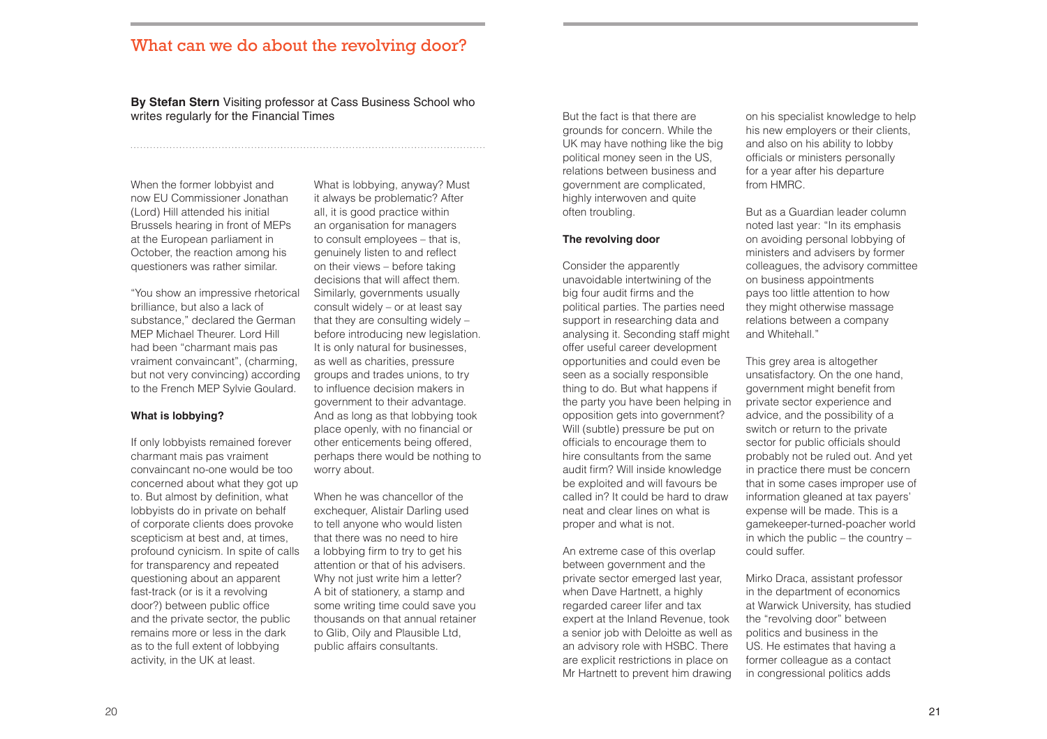## What can we do about the revolving door?

**By Stefan Stern** Visiting professor at Cass Business School who writes regularly for the Financial Times

When the former lobbyist and now EU Commissioner Jonathan (Lord) Hill attended his initial Brussels hearing in front of MEPs at the European parliament in October, the reaction among his questioners was rather similar.

"You show an impressive rhetorical brilliance, but also a lack of substance," declared the German MEP Michael Theurer. Lord Hill had been "charmant mais pas vraiment convaincant", (charming, but not very convincing) according to the French MEP Sylvie Goulard.

**What is lobbying?**

If only lobbyists remained forever charmant mais pas vraiment convaincant no-one would be too concerned about what they got up to. But almost by definition, what lobbyists do in private on behalf of corporate clients does provoke scepticism at best and, at times, profound cynicism. In spite of calls for transparency and repeated questioning about an apparent fast-track (or is it a revolving door?) between public office and the private sector, the public remains more or less in the dark as to the full extent of lobbying activity, in the UK at least.

What is lobbying, anyway? Must it always be problematic? After all, it is good practice within an organisation for managers to consult employees – that is, genuinely listen to and reflect on their views – before taking decisions that will affect them. Similarly, governments usually consult widely – or at least say that they are consulting widely – before introducing new legislation. It is only natural for businesses, as well as charities, pressure groups and trades unions, to try to influence decision makers in government to their advantage. And as long as that lobbying took place openly, with no financial or other enticements being offered, perhaps there would be nothing to worry about.

When he was chancellor of the exchequer, Alistair Darling used to tell anyone who would listen that there was no need to hire a lobbying firm to try to get his attention or that of his advisers. Why not just write him a letter? A bit of stationery, a stamp and some writing time could save you thousands on that annual retainer to Glib, Oily and Plausible Ltd, public affairs consultants.

But the fact is that there are grounds for concern. While the UK may have nothing like the big political money seen in the US, relations between business and government are complicated, highly interwoven and quite often troubling.

**The revolving door**

Consider the apparently unavoidable intertwining of the big four audit firms and the political parties. The parties need support in researching data and analysing it. Seconding staff might offer useful career development opportunities and could even be seen as a socially responsible thing to do. But what happens if the party you have been helping in opposition gets into government? Will (subtle) pressure be put on officials to encourage them to hire consultants from the same audit firm? Will inside knowledge be exploited and will favours be called in? It could be hard to draw neat and clear lines on what is proper and what is not.

An extreme case of this overlap between government and the private sector emerged last year, when Dave Hartnett, a highly regarded career lifer and tax expert at the Inland Revenue, took a senior job with Deloitte as well as an advisory role with HSBC. There are explicit restrictions in place on Mr Hartnett to prevent him drawing on his specialist knowledge to help his new employers or their clients, and also on his ability to lobby officials or ministers personally for a year after his departure from HMRC.

But as a Guardian leader column noted last year: "In its emphasis on avoiding personal lobbying of ministers and advisers by former colleagues, the advisory committee on business appointments pays too little attention to how they might otherwise massage relations between a company and Whitehall."

This grey area is altogether unsatisfactory. On the one hand, government might benefit from private sector experience and advice, and the possibility of a switch or return to the private sector for public officials should probably not be ruled out. And yet in practice there must be concern that in some cases improper use of information gleaned at tax payers' expense will be made. This is a gamekeeper-turned-poacher world in which the public – the country – could suffer.

Mirko Draca, assistant professor in the department of economics at Warwick University, has studied the "revolving door" between politics and business in the US. He estimates that having a former colleague as a contact in congressional politics adds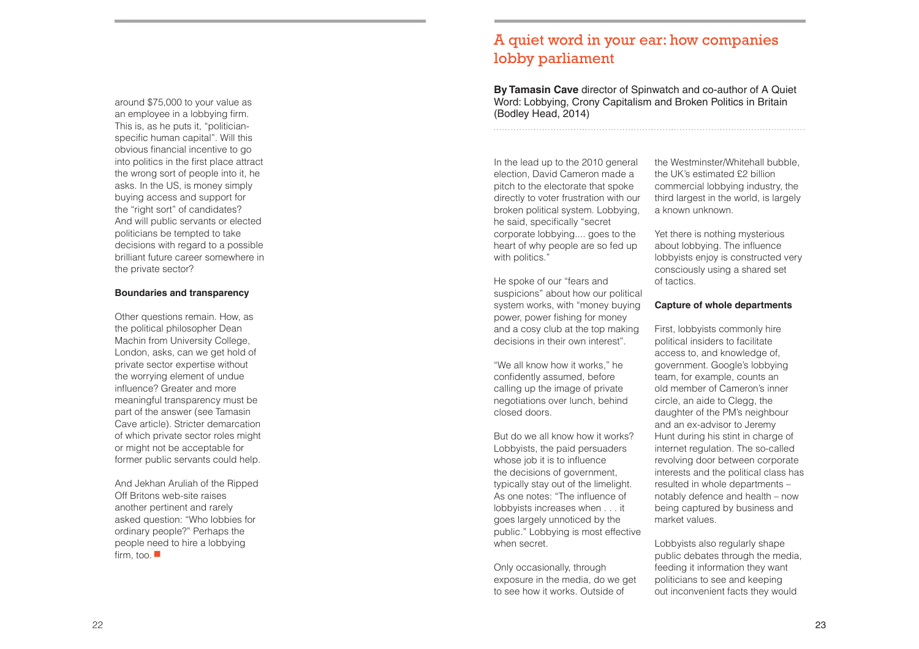around $75,000 to your value as an employee in a lobbying firm. This is, as he puts it, "politician-specific human capital". Will this obvious financial incentive to go into politics in the first place attract the wrong sort of people into it, he asks. In the US, is money simply buying access and support for the "right sort" of candidates? And will public servants or elected politicians be tempted to take decisions with regard to a possible brilliant future career somewhere in the private sector?

**Boundaries and transparency**

Other questions remain. How, as the political philosopher Dean Machin from University College, London, asks, can we get hold of private sector expertise without the worrying element of undue influence? Greater and more meaningful transparency must be part of the answer (see Tamasin Cave article). Stricter demarcation of which private sector roles might or might not be acceptable for former public servants could help.

And Jekhan Aruliah of the Ripped Off Britons web-site raises another pertinent and rarely asked question: "Who lobbies for ordinary people?" Perhaps the people need to hire a lobbying firm, too. ■

# A quiet word in your ear: how companies lobby parliament

**By Tamasin Cave** director of Spinwatch and co-author of A Quiet Word: Lobbying, Crony Capitalism and Broken Politics in Britain (Bodley Head, 2014)

In the lead up to the 2010 general election, David Cameron made a pitch to the electorate that spoke directly to voter frustration with our broken political system. Lobbying, he said, specifically "secret corporate lobbying.... goes to the heart of why people are so fed up with politics."

He spoke of our "fears and suspicions" about how our political system works, with "money buying power, power fishing for money and a cosy club at the top making decisions in their own interest".

"We all know how it works," he confidently assumed, before calling up the image of private negotiations over lunch, behind closed doors.

But do we all know how it works? Lobbyists, the paid persuaders whose job it is to influence the decisions of government, typically stay out of the limelight. As one notes: "The influence of lobbyists increases when . . . it goes largely unnoticed by the public." Lobbying is most effective when secret.

Only occasionally, through exposure in the media, do we get to see how it works. Outside of the Westminster/Whitehall bubble, the UK's estimated £2 billion commercial lobbying industry, the third largest in the world, is largely a known unknown.

Yet there is nothing mysterious about lobbying. The influence lobbyists enjoy is constructed very consciously using a shared set of tactics.

**Capture of whole departments**

First, lobbyists commonly hire political insiders to facilitate access to, and knowledge of, government. Google's lobbying team, for example, counts an old member of Cameron's inner circle, an aide to Clegg, the daughter of the PM's neighbour and an ex-advisor to Jeremy Hunt during his stint in charge of internet regulation. The so-called revolving door between corporate interests and the political class has resulted in whole departments – notably defence and health – now being captured by business and market values.

Lobbyists also regularly shape public debates through the media, feeding it information they want politicians to see and keeping out inconvenient facts they would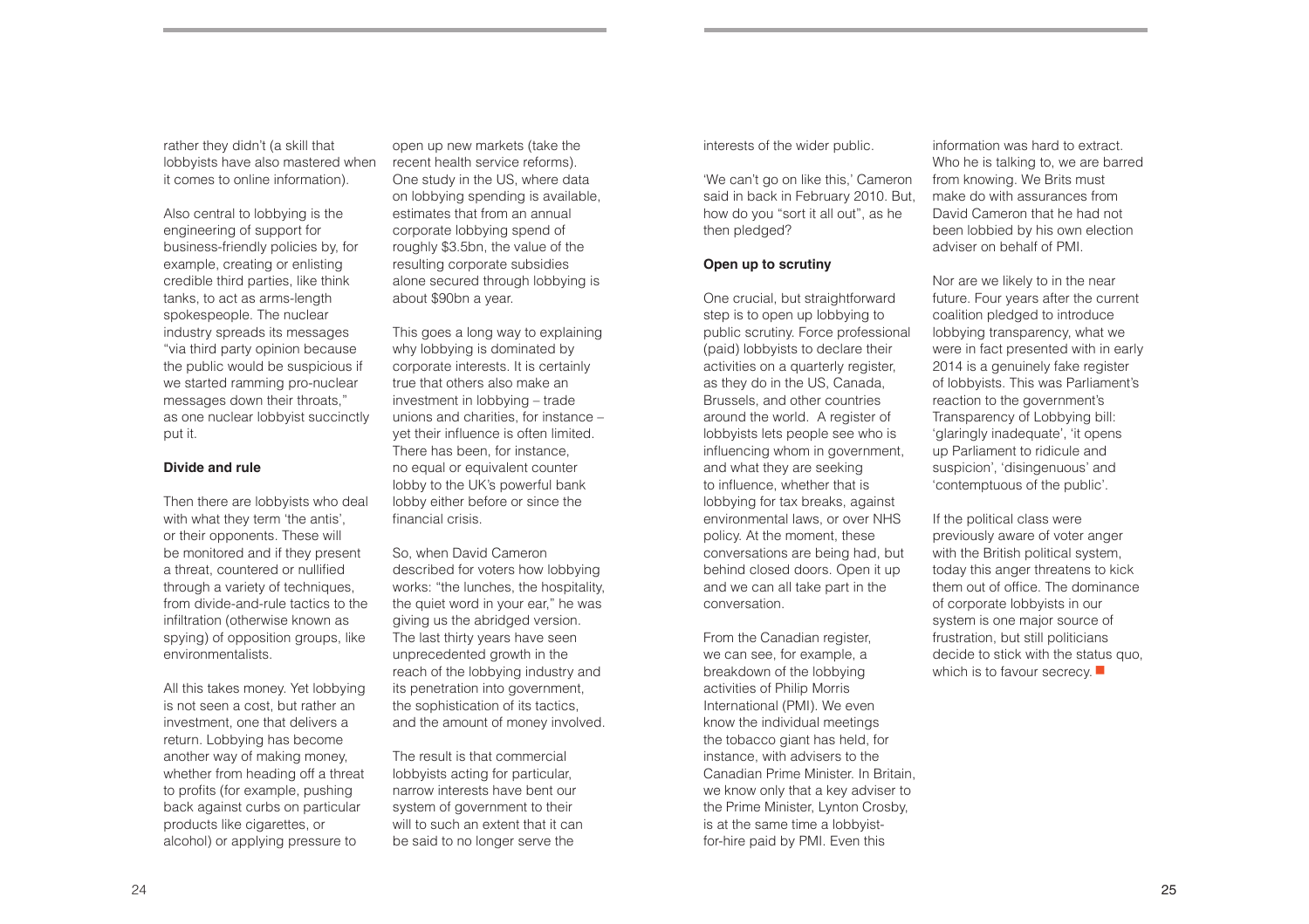rather they didn't (a skill that lobbyists have also mastered when it comes to online information).

Also central to lobbying is the engineering of support for business-friendly policies by, for example, creating or enlisting credible third parties, like think tanks, to act as arms-length spokespeople. The nuclear industry spreads its messages "via third party opinion because the public would be suspicious if we started ramming pro-nuclear messages down their throats," as one nuclear lobbyist succinctly put it.

**Divide and rule**

Then there are lobbyists who deal with what they term 'the antis', or their opponents. These will be monitored and if they present a threat, countered or nullified through a variety of techniques, from divide-and-rule tactics to the infiltration (otherwise known as spying) of opposition groups, like environmentalists.

All this takes money. Yet lobbying is not seen a cost, but rather an investment, one that delivers a return. Lobbying has become another way of making money, whether from heading off a threat to profits (for example, pushing back against curbs on particular products like cigarettes, or alcohol) or applying pressure to open up new markets (take the recent health service reforms). One study in the US, where data on lobbying spending is available, estimates that from an annual corporate lobbying spend of roughly $3.5bn, the value of the resulting corporate subsidies alone secured through lobbying is about $90bn a year.

This goes a long way to explaining why lobbying is dominated by corporate interests. It is certainly true that others also make an investment in lobbying – trade unions and charities, for instance – yet their influence is often limited. There has been, for instance, no equal or equivalent counter lobby to the UK's powerful bank lobby either before or since the financial crisis.

So, when David Cameron described for voters how lobbying works: "the lunches, the hospitality, the quiet word in your ear," he was giving us the abridged version. The last thirty years have seen unprecedented growth in the reach of the lobbying industry and its penetration into government, the sophistication of its tactics, and the amount of money involved.

The result is that commercial lobbyists acting for particular, narrow interests have bent our system of government to their will to such an extent that it can be said to no longer serve the interests of the wider public.

'We can't go on like this,' Cameron said in back in February 2010. But, how do you "sort it all out", as he then pledged?

**Open up to scrutiny**

One crucial, but straightforward step is to open up lobbying to public scrutiny. Force professional (paid) lobbyists to declare their activities on a quarterly register, as they do in the US, Canada, Brussels, and other countries around the world. A register of lobbyists lets people see who is influencing whom in government, and what they are seeking to influence, whether that is lobbying for tax breaks, against environmental laws, or over NHS policy. At the moment, these conversations are being had, but behind closed doors. Open it up and we can all take part in the conversation.

From the Canadian register, we can see, for example, a breakdown of the lobbying activities of Philip Morris International (PMI). We even know the individual meetings the tobacco giant has held, for instance, with advisers to the Canadian Prime Minister. In Britain, we know only that a key adviser to the Prime Minister, Lynton Crosby, is at the same time a lobbyist-for-hire paid by PMI. Even this information was hard to extract. Who he is talking to, we are barred from knowing. We Brits must make do with assurances from David Cameron that he had not been lobbied by his own election adviser on behalf of PMI.

Nor are we likely to in the near future. Four years after the current coalition pledged to introduce lobbying transparency, what we were in fact presented with in early 2014 is a genuinely fake register of lobbyists. This was Parliament's reaction to the government's Transparency of Lobbying bill: 'glaringly inadequate', 'it opens up Parliament to ridicule and suspicion', 'disingenuous' and 'contemptuous of the public'.

If the political class were previously aware of voter anger with the British political system, today this anger threatens to kick them out of office. The dominance of corporate lobbyists in our system is one major source of frustration, but still politicians decide to stick with the status quo, which is to favour secrecy. ■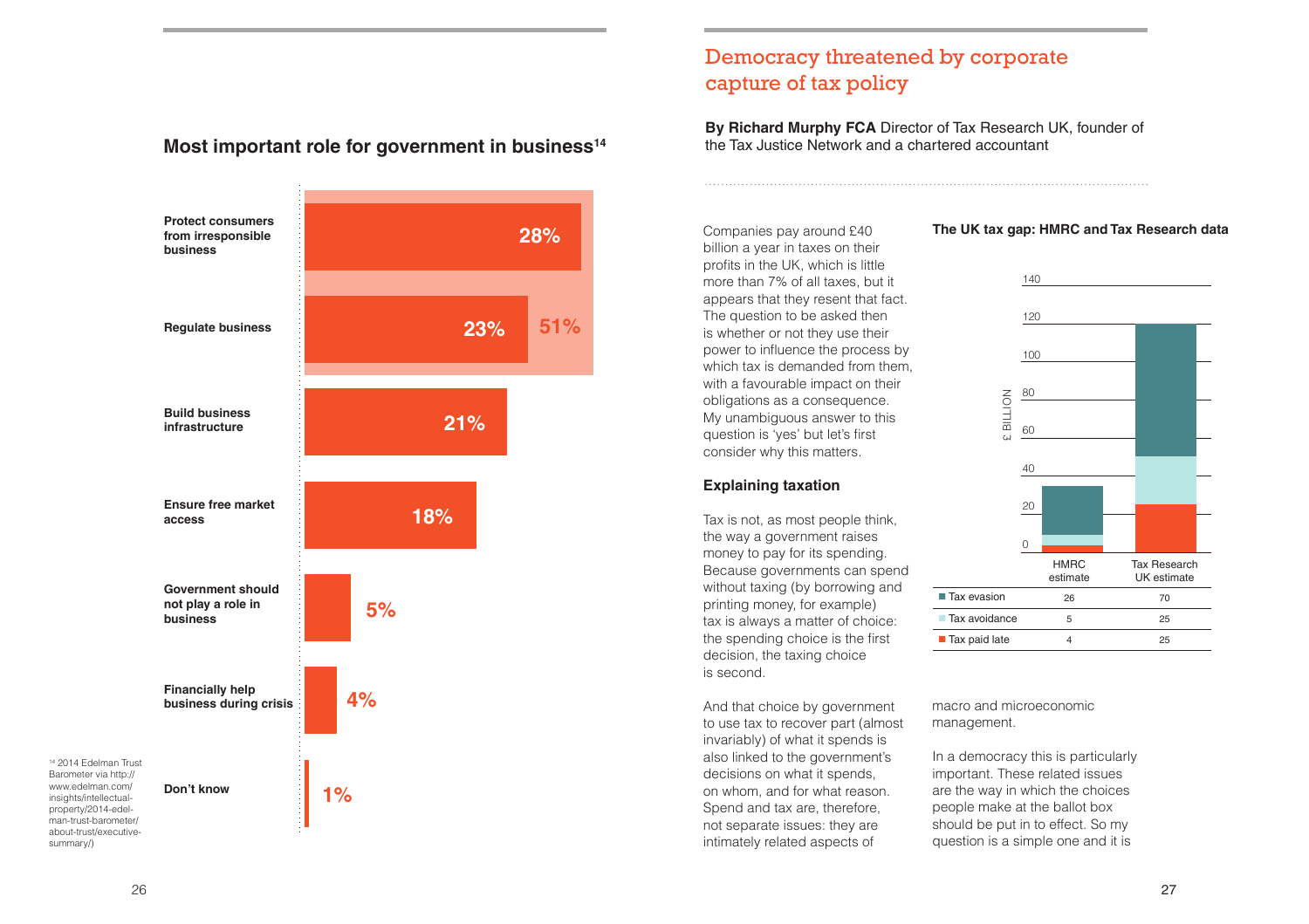## Most important role for government in business[14]

| Role | % |
|---|---|
| Protect consumers from irresponsible business | 28% |
| Regulate business | 23% |
| Build business infrastructure | 21% |
| Ensure free market access | 18% |
| Government should not play a role in business | 5% |
| Financially help business during crisis | 4% |
| Don't know | 1% |

(Protect consumers from irresponsible business and Regulate business combined: 51%)

[14] 2014 Edelman Trust Barometer via http://www.edelman.com/insights/intellectual-property/2014-edelman-trust-barometer/about-trust/executive-summary/)

# Democracy threatened by corporate capture of tax policy

**By Richard Murphy FCA** Director of Tax Research UK, founder of the Tax Justice Network and a chartered accountant

Companies pay around £40 billion a year in taxes on their profits in the UK, which is little more than 7% of all taxes, but it appears that they resent that fact. The question to be asked then is whether or not they use their power to influence the process by which tax is demanded from them, with a favourable impact on their obligations as a consequence. My unambiguous answer to this question is 'yes' but let's first consider why this matters.

### Explaining taxation

Tax is not, as most people think, the way a government raises money to pay for its spending. Because governments can spend without taxing (by borrowing and printing money, for example) tax is always a matter of choice: the spending choice is the first decision, the taxing choice is second.

And that choice by government to use tax to recover part (almost invariably) of what it spends is also linked to the government's decisions on what it spends, on whom, and for what reason. Spend and tax are, therefore, not separate issues: they are intimately related aspects of macro and microeconomic management.

In a democracy this is particularly important. These related issues are the way in which the choices people make at the ballot box should be put in to effect. So my question is a simple one and it is

**The UK tax gap: HMRC and Tax Research data**

| £ BILLION | HMRC estimate | Tax Research UK estimate |
|---|---|---|
| Tax evasion | 26 | 70 |
| Tax avoidance | 5 | 25 |
| Tax paid late | 4 | 25 |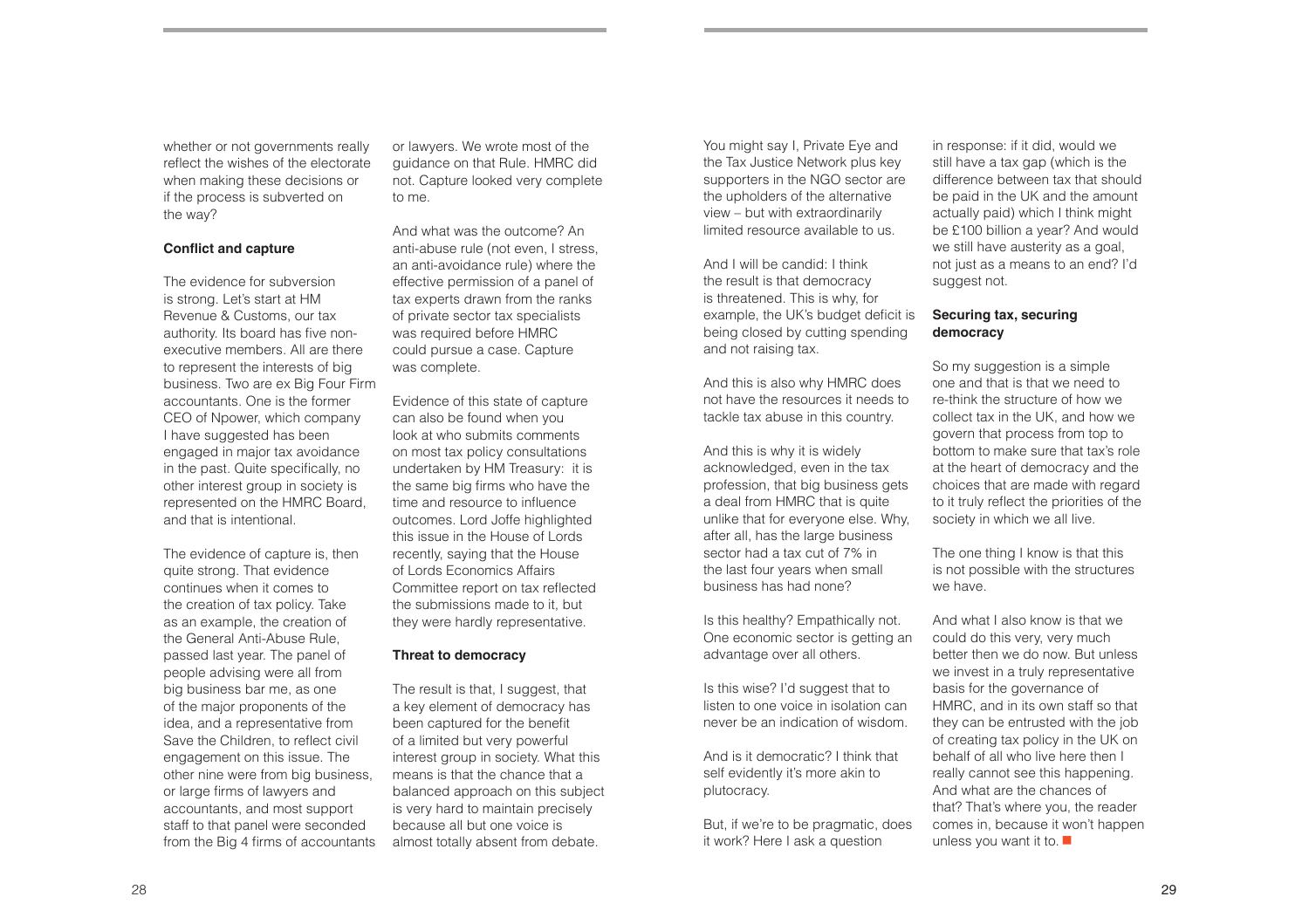whether or not governments really reflect the wishes of the electorate when making these decisions or if the process is subverted on the way?

**Conflict and capture**

The evidence for subversion is strong. Let's start at HM Revenue & Customs, our tax authority. Its board has five non-executive members. All are there to represent the interests of big business. Two are ex Big Four Firm accountants. One is the former CEO of Npower, which company I have suggested has been engaged in major tax avoidance in the past. Quite specifically, no other interest group in society is represented on the HMRC Board, and that is intentional.

The evidence of capture is, then quite strong. That evidence continues when it comes to the creation of tax policy. Take as an example, the creation of the General Anti-Abuse Rule, passed last year. The panel of people advising were all from big business bar me, as one of the major proponents of the idea, and a representative from Save the Children, to reflect civil engagement on this issue. The other nine were from big business, or large firms of lawyers and accountants, and most support staff to that panel were seconded from the Big 4 firms of accountants or lawyers. We wrote most of the guidance on that Rule. HMRC did not. Capture looked very complete to me.

And what was the outcome? An anti-abuse rule (not even, I stress, an anti-avoidance rule) where the effective permission of a panel of tax experts drawn from the ranks of private sector tax specialists was required before HMRC could pursue a case. Capture was complete.

Evidence of this state of capture can also be found when you look at who submits comments on most tax policy consultations undertaken by HM Treasury: it is the same big firms who have the time and resource to influence outcomes. Lord Joffe highlighted this issue in the House of Lords recently, saying that the House of Lords Economics Affairs Committee report on tax reflected the submissions made to it, but they were hardly representative.

**Threat to democracy**

The result is that, I suggest, that a key element of democracy has been captured for the benefit of a limited but very powerful interest group in society. What this means is that the chance that a balanced approach on this subject is very hard to maintain precisely because all but one voice is almost totally absent from debate.

You might say I, Private Eye and the Tax Justice Network plus key supporters in the NGO sector are the upholders of the alternative view – but with extraordinarily limited resource available to us.

And I will be candid: I think the result is that democracy is threatened. This is why, for example, the UK's budget deficit is being closed by cutting spending and not raising tax.

And this is also why HMRC does not have the resources it needs to tackle tax abuse in this country.

And this is why it is widely acknowledged, even in the tax profession, that big business gets a deal from HMRC that is quite unlike that for everyone else. Why, after all, has the large business sector had a tax cut of 7% in the last four years when small business has had none?

Is this healthy? Empathically not. One economic sector is getting an advantage over all others.

Is this wise? I'd suggest that to listen to one voice in isolation can never be an indication of wisdom.

And is it democratic? I think that self evidently it's more akin to plutocracy.

But, if we're to be pragmatic, does it work? Here I ask a question in response: if it did, would we still have a tax gap (which is the difference between tax that should be paid in the UK and the amount actually paid) which I think might be £100 billion a year? And would we still have austerity as a goal, not just as a means to an end? I'd suggest not.

**Securing tax, securing democracy**

So my suggestion is a simple one and that is that we need to re-think the structure of how we collect tax in the UK, and how we govern that process from top to bottom to make sure that tax's role at the heart of democracy and the choices that are made with regard to it truly reflect the priorities of the society in which we all live.

The one thing I know is that this is not possible with the structures we have.

And what I also know is that we could do this very, very much better then we do now. But unless we invest in a truly representative basis for the governance of HMRC, and in its own staff so that they can be entrusted with the job of creating tax policy in the UK on behalf of all who live here then I really cannot see this happening. And what are the chances of that? That's where you, the reader comes in, because it won't happen unless you want it to. ■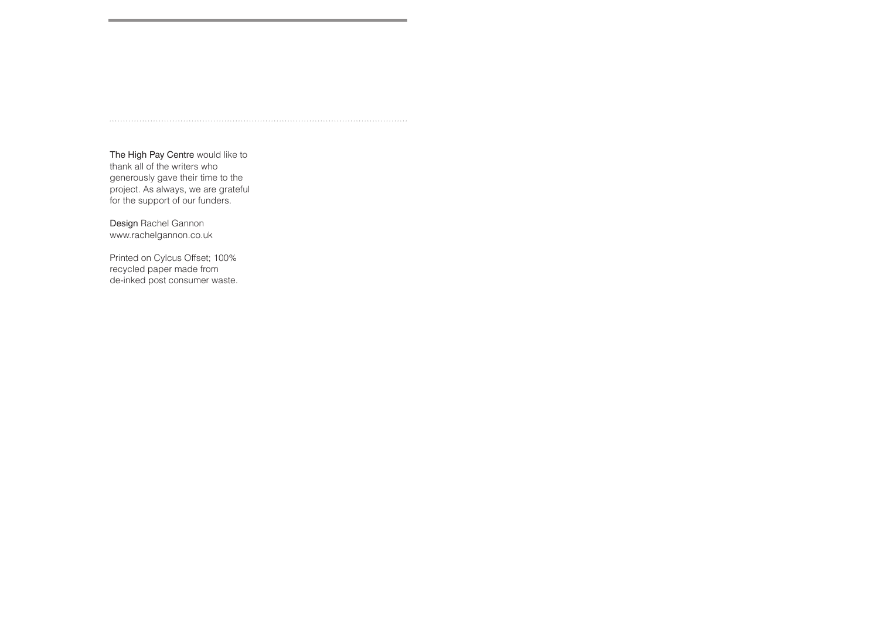**The High Pay Centre** would like to thank all of the writers who generously gave their time to the project. As always, we are grateful for the support of our funders.

**Design** Rachel Gannon
www.rachelgannon.co.uk

Printed on Cylcus Offset; 100% recycled paper made from de-inked post consumer waste.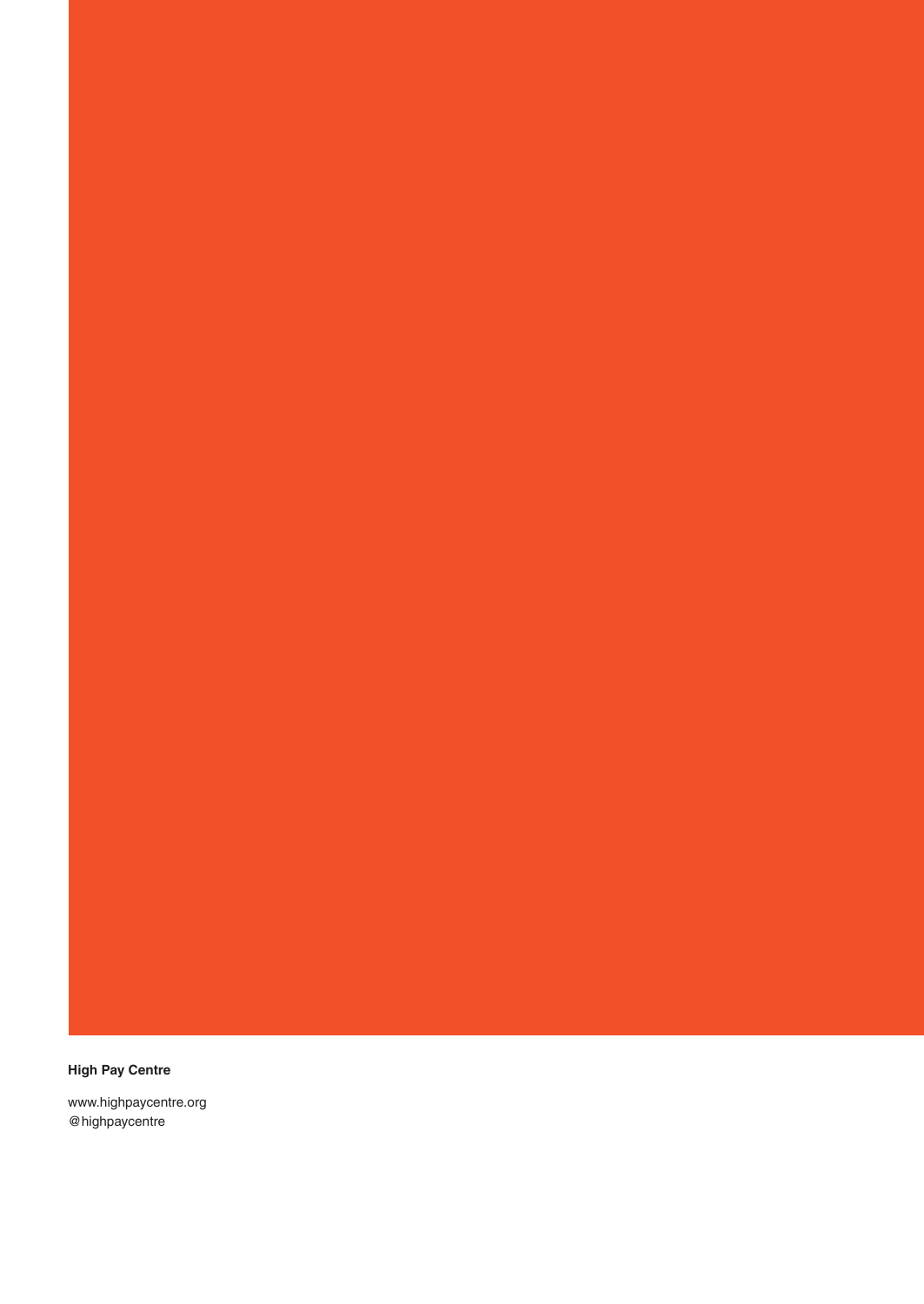**High Pay Centre**

www.highpaycentre.org
@highpaycentre